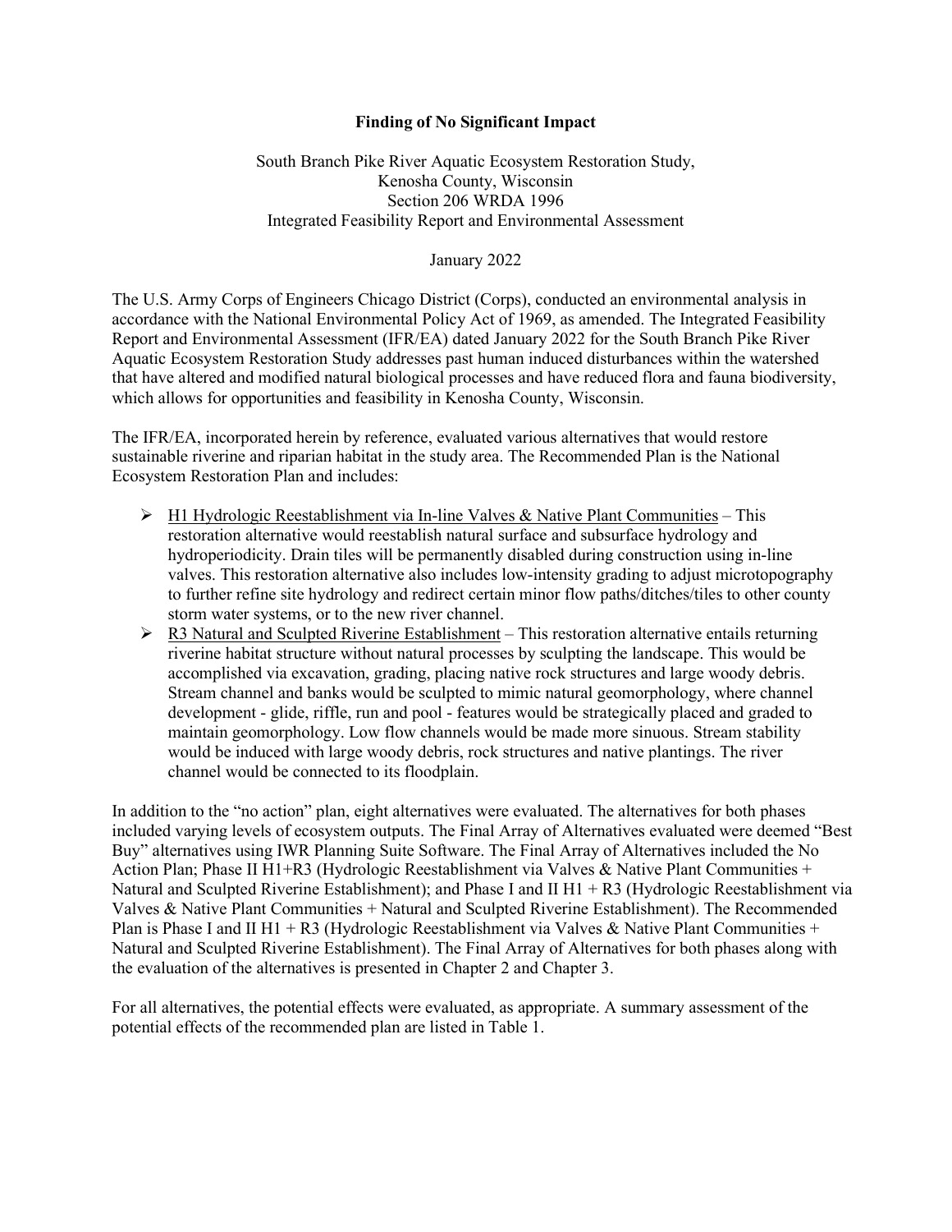# Finding of No Significant Impact

South Branch Pike River Aquatic Ecosystem Restoration Study,
Kenosha County, Wisconsin
Section 206 WRDA 1996
Integrated Feasibility Report and Environmental Assessment

January 2022

The U.S. Army Corps of Engineers Chicago District (Corps), conducted an environmental analysis in accordance with the National Environmental Policy Act of 1969, as amended. The Integrated Feasibility Report and Environmental Assessment (IFR/EA) dated January 2022 for the South Branch Pike River Aquatic Ecosystem Restoration Study addresses past human induced disturbances within the watershed that have altered and modified natural biological processes and have reduced flora and fauna biodiversity, which allows for opportunities and feasibility in Kenosha County, Wisconsin.

The IFR/EA, incorporated herein by reference, evaluated various alternatives that would restore sustainable riverine and riparian habitat in the study area. The Recommended Plan is the National Ecosystem Restoration Plan and includes:

- <u>H1 Hydrologic Reestablishment via In-line Valves & Native Plant Communities</u> – This restoration alternative would reestablish natural surface and subsurface hydrology and hydroperiodicity. Drain tiles will be permanently disabled during construction using in-line valves. This restoration alternative also includes low-intensity grading to adjust microtopography to further refine site hydrology and redirect certain minor flow paths/ditches/tiles to other county storm water systems, or to the new river channel.
- <u>R3 Natural and Sculpted Riverine Establishment</u> – This restoration alternative entails returning riverine habitat structure without natural processes by sculpting the landscape. This would be accomplished via excavation, grading, placing native rock structures and large woody debris. Stream channel and banks would be sculpted to mimic natural geomorphology, where channel development - glide, riffle, run and pool - features would be strategically placed and graded to maintain geomorphology. Low flow channels would be made more sinuous. Stream stability would be induced with large woody debris, rock structures and native plantings. The river channel would be connected to its floodplain.

In addition to the "no action" plan, eight alternatives were evaluated. The alternatives for both phases included varying levels of ecosystem outputs. The Final Array of Alternatives evaluated were deemed "Best Buy" alternatives using IWR Planning Suite Software. The Final Array of Alternatives included the No Action Plan; Phase II H1+R3 (Hydrologic Reestablishment via Valves & Native Plant Communities + Natural and Sculpted Riverine Establishment); and Phase I and II H1 + R3 (Hydrologic Reestablishment via Valves & Native Plant Communities + Natural and Sculpted Riverine Establishment). The Recommended Plan is Phase I and II H1 + R3 (Hydrologic Reestablishment via Valves & Native Plant Communities + Natural and Sculpted Riverine Establishment). The Final Array of Alternatives for both phases along with the evaluation of the alternatives is presented in Chapter 2 and Chapter 3.

For all alternatives, the potential effects were evaluated, as appropriate. A summary assessment of the potential effects of the recommended plan are listed in Table 1.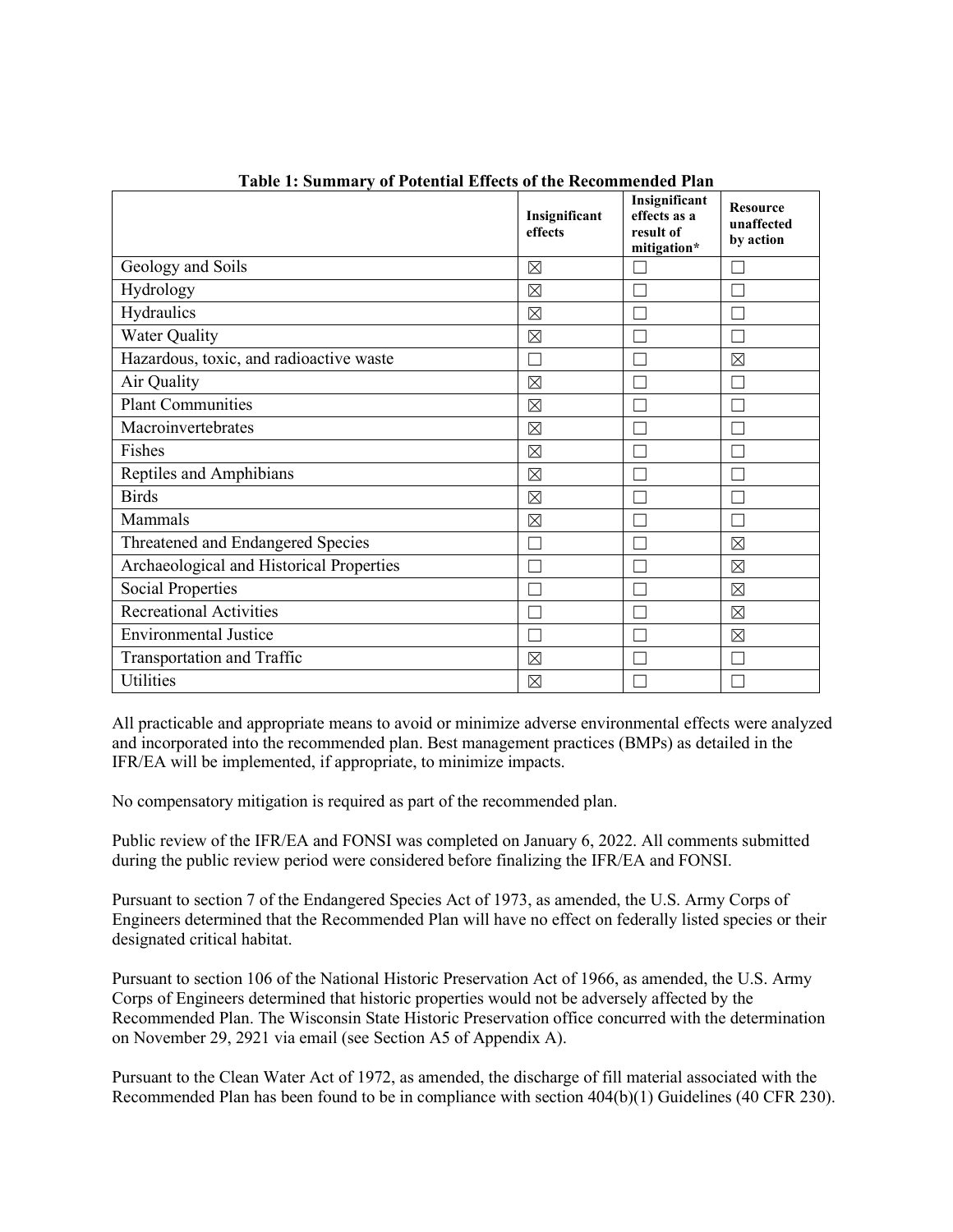**Table 1: Summary of Potential Effects of the Recommended Plan**

| | Insignificant effects | Insignificant effects as a result of mitigation* | Resource unaffected by action |
|---|---|---|---|
| Geology and Soils | ☒ | ☐ | ☐ |
| Hydrology | ☒ | ☐ | ☐ |
| Hydraulics | ☒ | ☐ | ☐ |
| Water Quality | ☒ | ☐ | ☐ |
| Hazardous, toxic, and radioactive waste | ☐ | ☐ | ☒ |
| Air Quality | ☒ | ☐ | ☐ |
| Plant Communities | ☒ | ☐ | ☐ |
| Macroinvertebrates | ☒ | ☐ | ☐ |
| Fishes | ☒ | ☐ | ☐ |
| Reptiles and Amphibians | ☒ | ☐ | ☐ |
| Birds | ☒ | ☐ | ☐ |
| Mammals | ☒ | ☐ | ☐ |
| Threatened and Endangered Species | ☐ | ☐ | ☒ |
| Archaeological and Historical Properties | ☐ | ☐ | ☒ |
| Social Properties | ☐ | ☐ | ☒ |
| Recreational Activities | ☐ | ☐ | ☒ |
| Environmental Justice | ☐ | ☐ | ☒ |
| Transportation and Traffic | ☒ | ☐ | ☐ |
| Utilities | ☒ | ☐ | ☐ |

All practicable and appropriate means to avoid or minimize adverse environmental effects were analyzed and incorporated into the recommended plan. Best management practices (BMPs) as detailed in the IFR/EA will be implemented, if appropriate, to minimize impacts.

No compensatory mitigation is required as part of the recommended plan.

Public review of the IFR/EA and FONSI was completed on January 6, 2022. All comments submitted during the public review period were considered before finalizing the IFR/EA and FONSI.

Pursuant to section 7 of the Endangered Species Act of 1973, as amended, the U.S. Army Corps of Engineers determined that the Recommended Plan will have no effect on federally listed species or their designated critical habitat.

Pursuant to section 106 of the National Historic Preservation Act of 1966, as amended, the U.S. Army Corps of Engineers determined that historic properties would not be adversely affected by the Recommended Plan. The Wisconsin State Historic Preservation office concurred with the determination on November 29, 2921 via email (see Section A5 of Appendix A).

Pursuant to the Clean Water Act of 1972, as amended, the discharge of fill material associated with the Recommended Plan has been found to be in compliance with section 404(b)(1) Guidelines (40 CFR 230).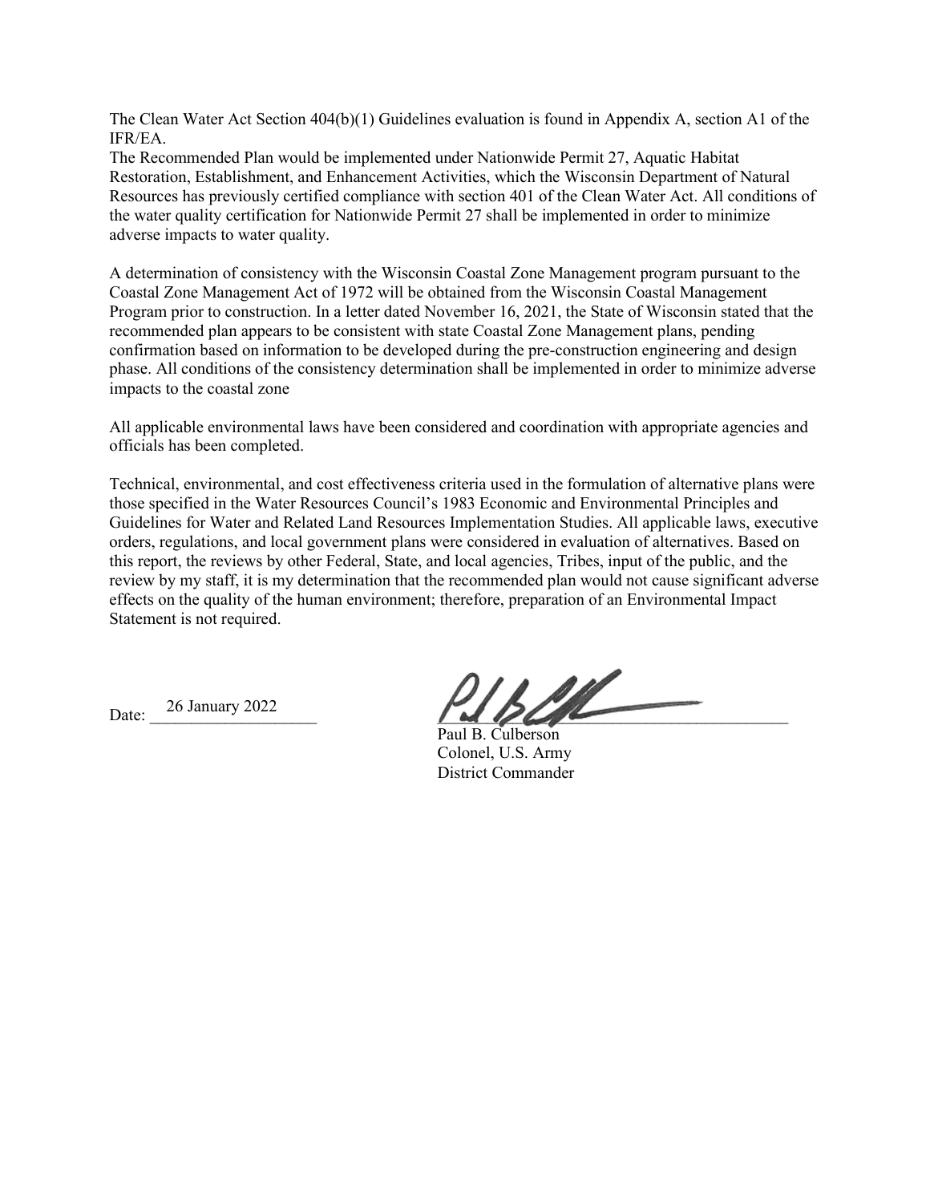The Clean Water Act Section 404(b)(1) Guidelines evaluation is found in Appendix A, section A1 of the IFR/EA.

The Recommended Plan would be implemented under Nationwide Permit 27, Aquatic Habitat Restoration, Establishment, and Enhancement Activities, which the Wisconsin Department of Natural Resources has previously certified compliance with section 401 of the Clean Water Act. All conditions of the water quality certification for Nationwide Permit 27 shall be implemented in order to minimize adverse impacts to water quality.

A determination of consistency with the Wisconsin Coastal Zone Management program pursuant to the Coastal Zone Management Act of 1972 will be obtained from the Wisconsin Coastal Management Program prior to construction. In a letter dated November 16, 2021, the State of Wisconsin stated that the recommended plan appears to be consistent with state Coastal Zone Management plans, pending confirmation based on information to be developed during the pre-construction engineering and design phase. All conditions of the consistency determination shall be implemented in order to minimize adverse impacts to the coastal zone

All applicable environmental laws have been considered and coordination with appropriate agencies and officials has been completed.

Technical, environmental, and cost effectiveness criteria used in the formulation of alternative plans were those specified in the Water Resources Council's 1983 Economic and Environmental Principles and Guidelines for Water and Related Land Resources Implementation Studies. All applicable laws, executive orders, regulations, and local government plans were considered in evaluation of alternatives. Based on this report, the reviews by other Federal, State, and local agencies, Tribes, input of the public, and the review by my staff, it is my determination that the recommended plan would not cause significant adverse effects on the quality of the human environment; therefore, preparation of an Environmental Impact Statement is not required.

Date: 26 January 2022

Paul B. Culberson
Colonel, U.S. Army
District Commander